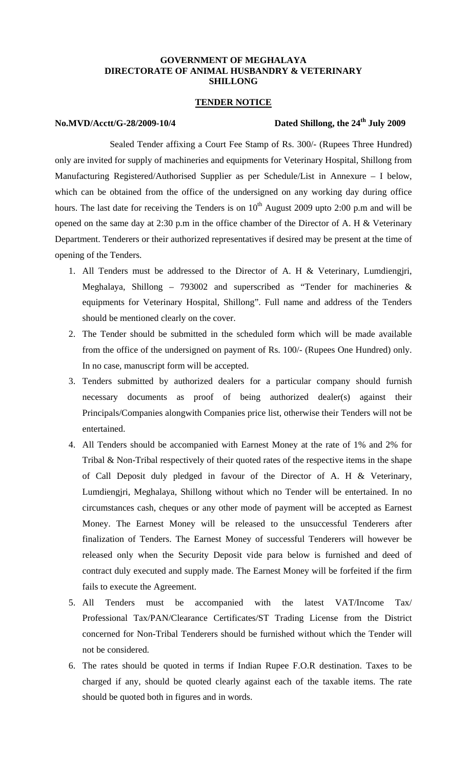**GOVERNMENT OF MEGHALAYA**
**DIRECTORATE OF ANIMAL HUSBANDRY & VETERINARY**
**SHILLONG**

**TENDER NOTICE**

**No.MVD/Acctt/G-28/2009-10/4** **Dated Shillong, the 24th July 2009**

Sealed Tender affixing a Court Fee Stamp of Rs. 300/- (Rupees Three Hundred) only are invited for supply of machineries and equipments for Veterinary Hospital, Shillong from Manufacturing Registered/Authorised Supplier as per Schedule/List in Annexure – I below, which can be obtained from the office of the undersigned on any working day during office hours. The last date for receiving the Tenders is on 10th August 2009 upto 2:00 p.m and will be opened on the same day at 2:30 p.m in the office chamber of the Director of A. H & Veterinary Department. Tenderers or their authorized representatives if desired may be present at the time of opening of the Tenders.

1. All Tenders must be addressed to the Director of A. H & Veterinary, Lumdiengjri, Meghalaya, Shillong – 793002 and superscribed as "Tender for machineries & equipments for Veterinary Hospital, Shillong". Full name and address of the Tenders should be mentioned clearly on the cover.
2. The Tender should be submitted in the scheduled form which will be made available from the office of the undersigned on payment of Rs. 100/- (Rupees One Hundred) only. In no case, manuscript form will be accepted.
3. Tenders submitted by authorized dealers for a particular company should furnish necessary documents as proof of being authorized dealer(s) against their Principals/Companies alongwith Companies price list, otherwise their Tenders will not be entertained.
4. All Tenders should be accompanied with Earnest Money at the rate of 1% and 2% for Tribal & Non-Tribal respectively of their quoted rates of the respective items in the shape of Call Deposit duly pledged in favour of the Director of A. H & Veterinary, Lumdiengjri, Meghalaya, Shillong without which no Tender will be entertained. In no circumstances cash, cheques or any other mode of payment will be accepted as Earnest Money. The Earnest Money will be released to the unsuccessful Tenderers after finalization of Tenders. The Earnest Money of successful Tenderers will however be released only when the Security Deposit vide para below is furnished and deed of contract duly executed and supply made. The Earnest Money will be forfeited if the firm fails to execute the Agreement.
5. All Tenders must be accompanied with the latest VAT/Income Tax/ Professional Tax/PAN/Clearance Certificates/ST Trading License from the District concerned for Non-Tribal Tenderers should be furnished without which the Tender will not be considered.
6. The rates should be quoted in terms if Indian Rupee F.O.R destination. Taxes to be charged if any, should be quoted clearly against each of the taxable items. The rate should be quoted both in figures and in words.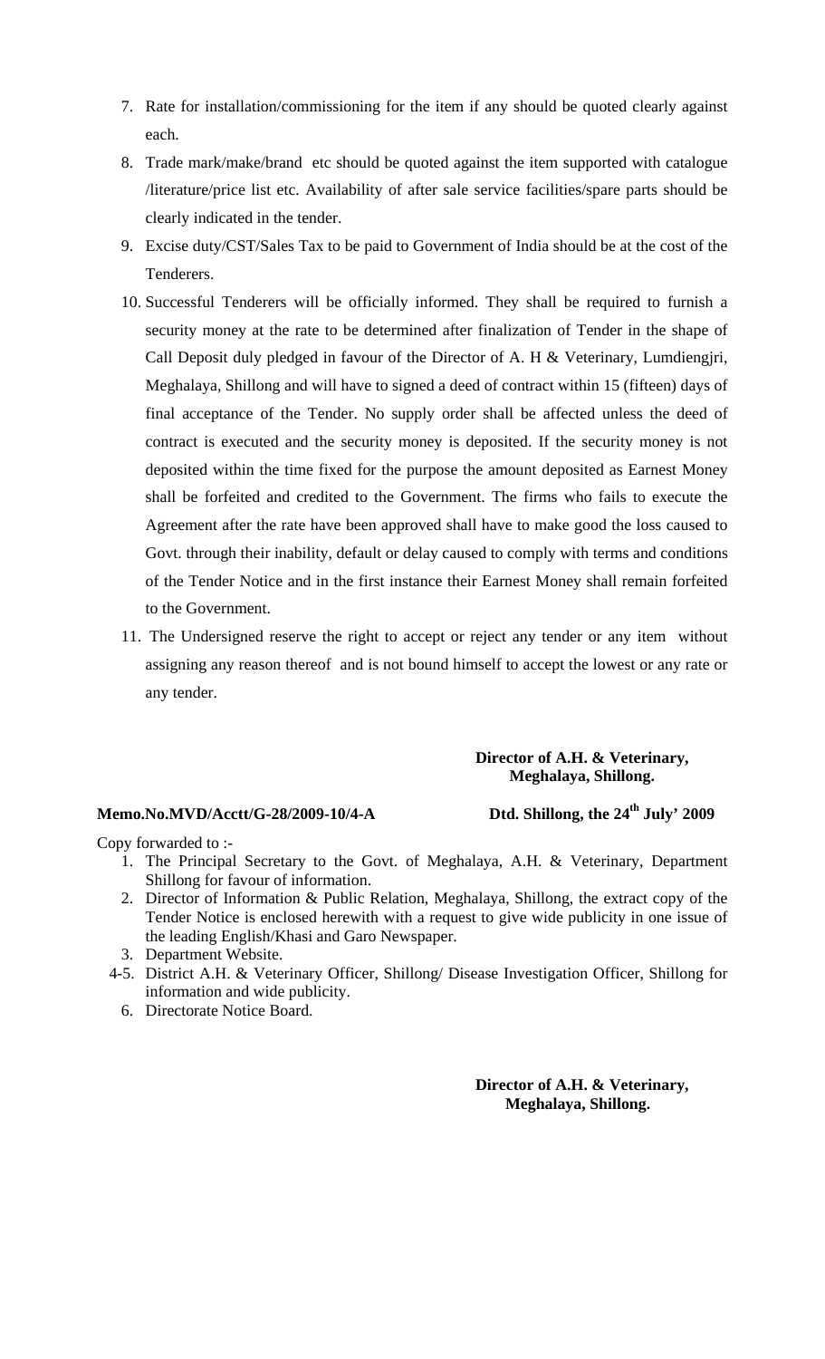7. Rate for installation/commissioning for the item if any should be quoted clearly against each.
8. Trade mark/make/brand etc should be quoted against the item supported with catalogue /literature/price list etc. Availability of after sale service facilities/spare parts should be clearly indicated in the tender.
9. Excise duty/CST/Sales Tax to be paid to Government of India should be at the cost of the Tenderers.
10. Successful Tenderers will be officially informed. They shall be required to furnish a security money at the rate to be determined after finalization of Tender in the shape of Call Deposit duly pledged in favour of the Director of A. H & Veterinary, Lumdiengjri, Meghalaya, Shillong and will have to signed a deed of contract within 15 (fifteen) days of final acceptance of the Tender. No supply order shall be affected unless the deed of contract is executed and the security money is deposited. If the security money is not deposited within the time fixed for the purpose the amount deposited as Earnest Money shall be forfeited and credited to the Government. The firms who fails to execute the Agreement after the rate have been approved shall have to make good the loss caused to Govt. through their inability, default or delay caused to comply with terms and conditions of the Tender Notice and in the first instance their Earnest Money shall remain forfeited to the Government.
11. The Undersigned reserve the right to accept or reject any tender or any item without assigning any reason thereof and is not bound himself to accept the lowest or any rate or any tender.

**Director of A.H. & Veterinary,**
**Meghalaya, Shillong.**

**Memo.No.MVD/Acctt/G-28/2009-10/4-A** **Dtd. Shillong, the 24th July' 2009**

Copy forwarded to :-

1. The Principal Secretary to the Govt. of Meghalaya, A.H. & Veterinary, Department Shillong for favour of information.
2. Director of Information & Public Relation, Meghalaya, Shillong, the extract copy of the Tender Notice is enclosed herewith with a request to give wide publicity in one issue of the leading English/Khasi and Garo Newspaper.
3. Department Website.

4-5. District A.H. & Veterinary Officer, Shillong/ Disease Investigation Officer, Shillong for information and wide publicity.

6. Directorate Notice Board.

**Director of A.H. & Veterinary,**
**Meghalaya, Shillong.**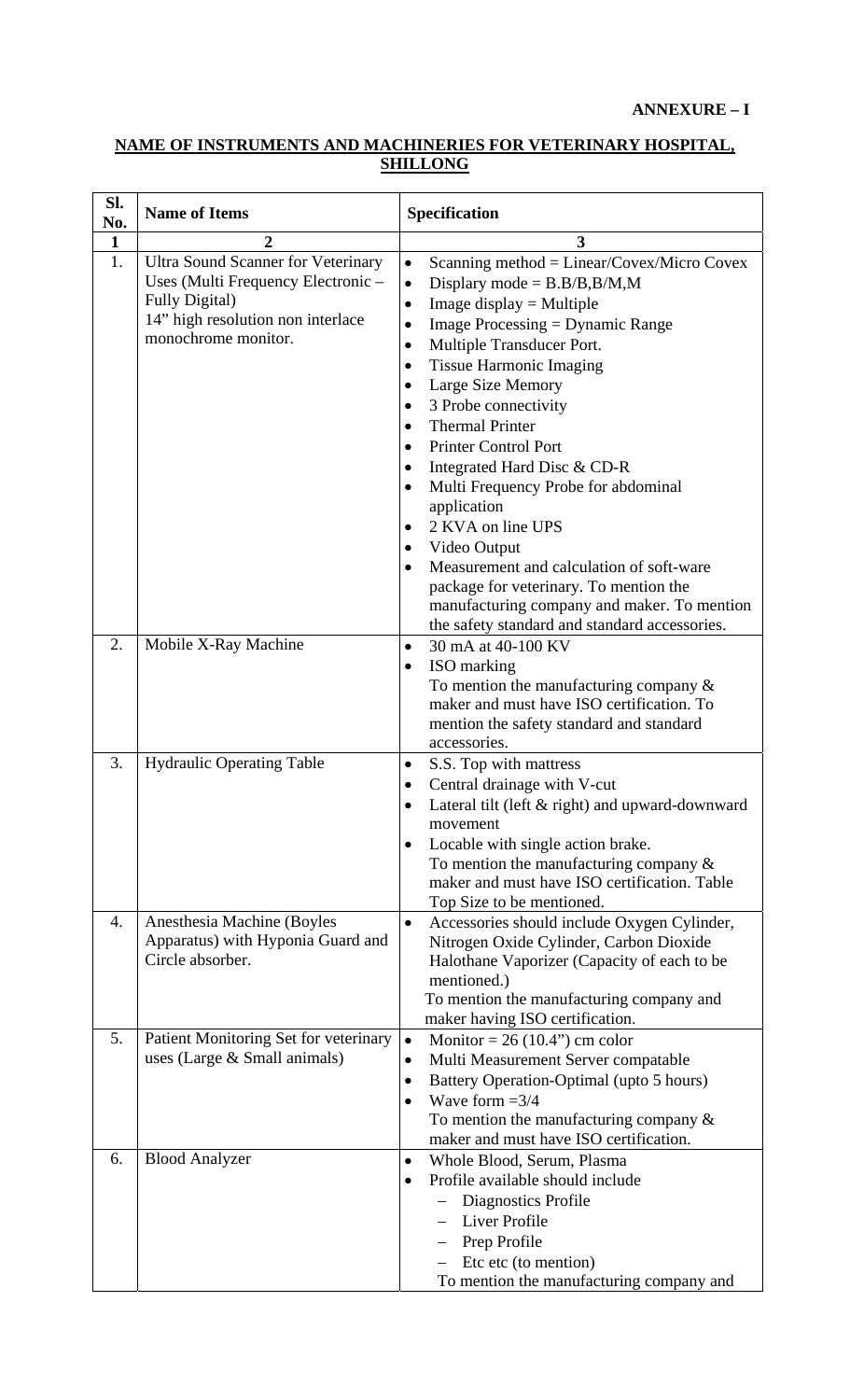**ANNEXURE – I**

## NAME OF INSTRUMENTS AND MACHINERIES FOR VETERINARY HOSPITAL, SHILLONG

| Sl. No. | Name of Items | Specification |
|---|---|---|
| 1 | 2 | 3 |
| 1. | Ultra Sound Scanner for Veterinary Uses (Multi Frequency Electronic – Fully Digital) 14" high resolution non interlace monochrome monitor. | • Scanning method = Linear/Covex/Micro Covex<br>• Displary mode = B.B/B,B/M,M<br>• Image display = Multiple<br>• Image Processing = Dynamic Range<br>• Multiple Transducer Port.<br>• Tissue Harmonic Imaging<br>• Large Size Memory<br>• 3 Probe connectivity<br>• Thermal Printer<br>• Printer Control Port<br>• Integrated Hard Disc & CD-R<br>• Multi Frequency Probe for abdominal application<br>• 2 KVA on line UPS<br>• Video Output<br>• Measurement and calculation of soft-ware package for veterinary. To mention the manufacturing company and maker. To mention the safety standard and standard accessories. |
| 2. | Mobile X-Ray Machine | • 30 mA at 40-100 KV<br>• ISO marking<br>To mention the manufacturing company & maker and must have ISO certification. To mention the safety standard and standard accessories. |
| 3. | Hydraulic Operating Table | • S.S. Top with mattress<br>• Central drainage with V-cut<br>• Lateral tilt (left & right) and upward-downward movement<br>• Locable with single action brake.<br>To mention the manufacturing company & maker and must have ISO certification. Table Top Size to be mentioned. |
| 4. | Anesthesia Machine (Boyles Apparatus) with Hyponia Guard and Circle absorber. | • Accessories should include Oxygen Cylinder, Nitrogen Oxide Cylinder, Carbon Dioxide Halothane Vaporizer (Capacity of each to be mentioned.)<br>To mention the manufacturing company and maker having ISO certification. |
| 5. | Patient Monitoring Set for veterinary uses (Large & Small animals) | • Monitor = 26 (10.4") cm color<br>• Multi Measurement Server compatable<br>• Battery Operation-Optimal (upto 5 hours)<br>• Wave form =3/4<br>To mention the manufacturing company & maker and must have ISO certification. |
| 6. | Blood Analyzer | • Whole Blood, Serum, Plasma<br>• Profile available should include<br>– Diagnostics Profile<br>– Liver Profile<br>– Prep Profile<br>– Etc etc (to mention)<br>To mention the manufacturing company and |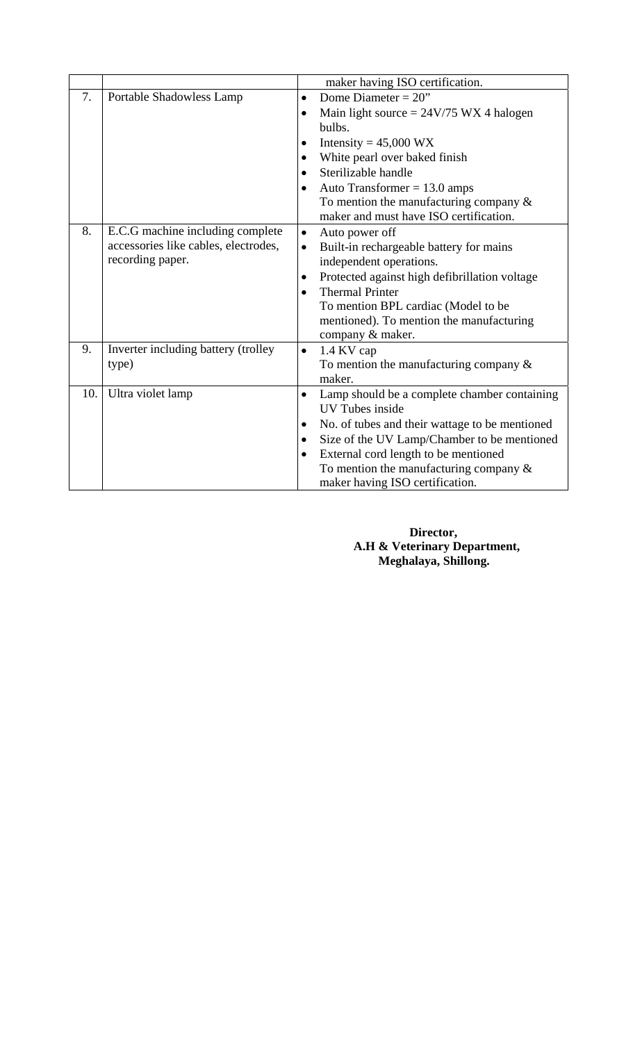| | | |
|---|---|---|
| | | maker having ISO certification. |
| 7. | Portable Shadowless Lamp | • Dome Diameter = 20"<br>• Main light source = 24V/75 WX 4 halogen bulbs.<br>• Intensity = 45,000 WX<br>• White pearl over baked finish<br>• Sterilizable handle<br>• Auto Transformer = 13.0 amps<br>To mention the manufacturing company & maker and must have ISO certification. |
| 8. | E.C.G machine including complete accessories like cables, electrodes, recording paper. | • Auto power off<br>• Built-in rechargeable battery for mains independent operations.<br>• Protected against high defibrillation voltage<br>• Thermal Printer<br>To mention BPL cardiac (Model to be mentioned). To mention the manufacturing company & maker. |
| 9. | Inverter including battery (trolley type) | • 1.4 KV cap<br>To mention the manufacturing company & maker. |
| 10. | Ultra violet lamp | • Lamp should be a complete chamber containing UV Tubes inside<br>• No. of tubes and their wattage to be mentioned<br>• Size of the UV Lamp/Chamber to be mentioned<br>• External cord length to be mentioned<br>To mention the manufacturing company & maker having ISO certification. |

**Director,**
**A.H & Veterinary Department,**
**Meghalaya, Shillong.**